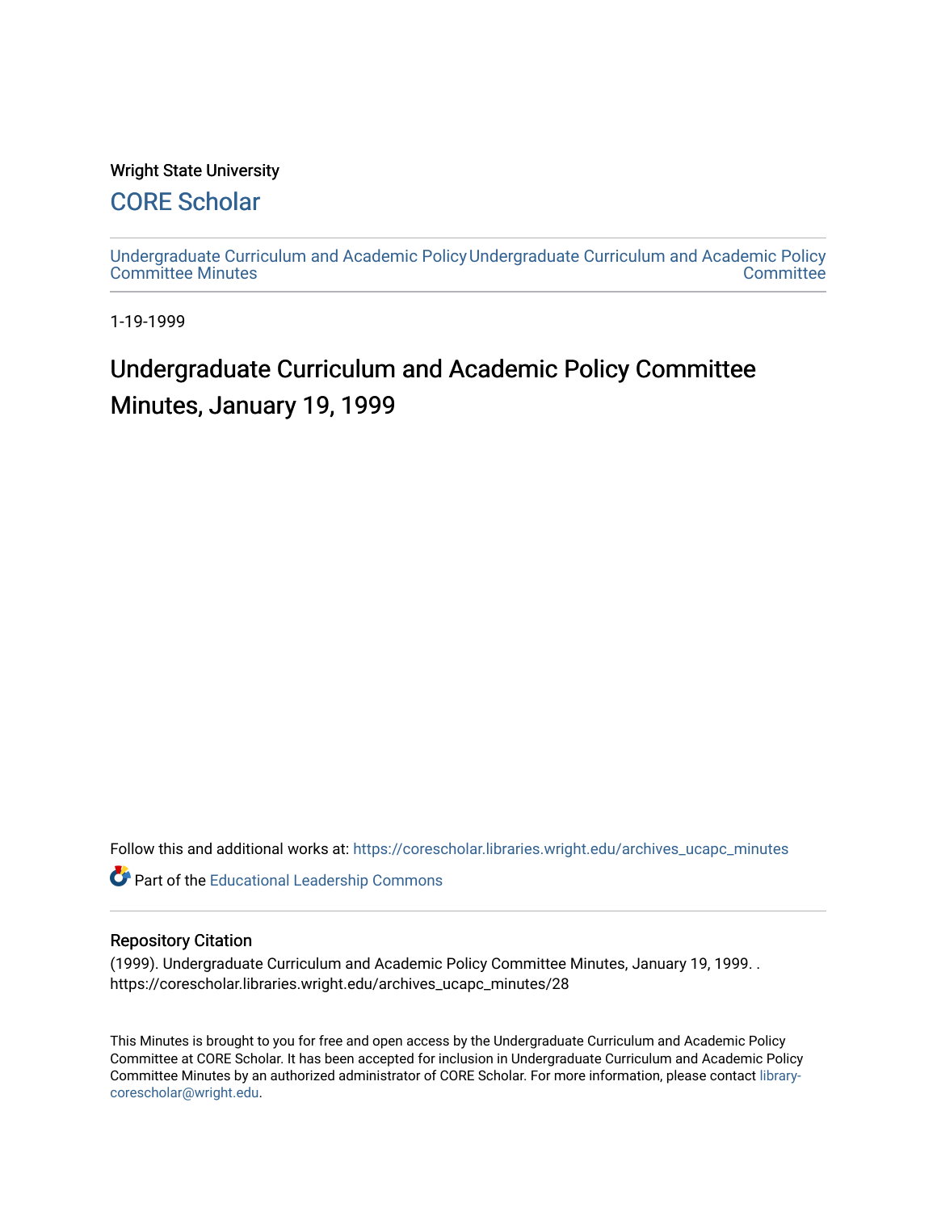Wright State University

# CORE Scholar

Undergraduate Curriculum and Academic Policy Committee Minutes

Undergraduate Curriculum and Academic Policy Committee

1-19-1999

# Undergraduate Curriculum and Academic Policy Committee Minutes, January 19, 1999

Follow this and additional works at: https://corescholar.libraries.wright.edu/archives_ucapc_minutes

Part of the Educational Leadership Commons

## Repository Citation

(1999). Undergraduate Curriculum and Academic Policy Committee Minutes, January 19, 1999. . https://corescholar.libraries.wright.edu/archives_ucapc_minutes/28

This Minutes is brought to you for free and open access by the Undergraduate Curriculum and Academic Policy Committee at CORE Scholar. It has been accepted for inclusion in Undergraduate Curriculum and Academic Policy Committee Minutes by an authorized administrator of CORE Scholar. For more information, please contact library-corescholar@wright.edu.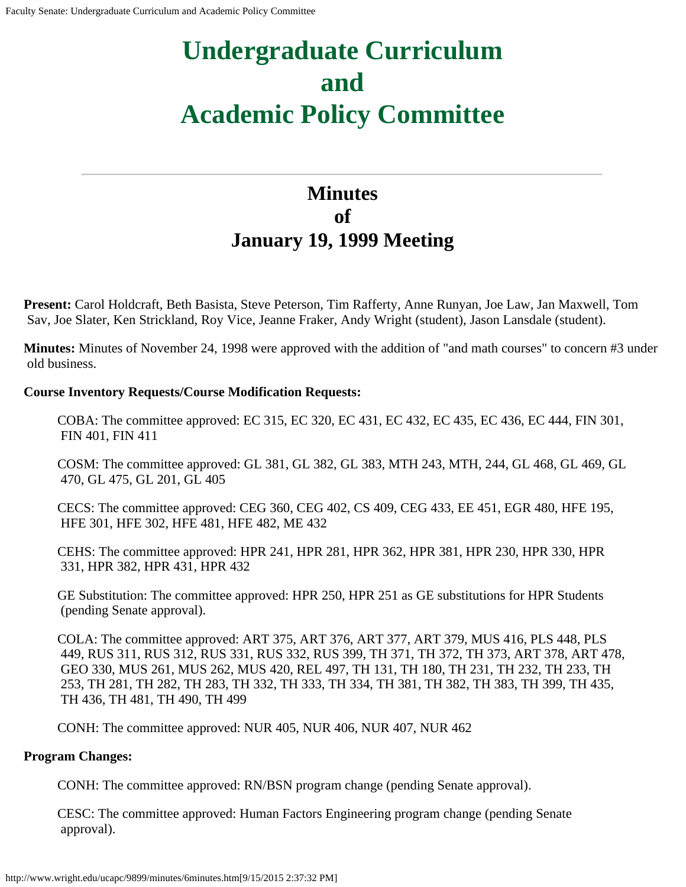# Undergraduate Curriculum and Academic Policy Committee

## Minutes of January 19, 1999 Meeting

**Present:** Carol Holdcraft, Beth Basista, Steve Peterson, Tim Rafferty, Anne Runyan, Joe Law, Jan Maxwell, Tom Sav, Joe Slater, Ken Strickland, Roy Vice, Jeanne Fraker, Andy Wright (student), Jason Lansdale (student).

**Minutes:** Minutes of November 24, 1998 were approved with the addition of "and math courses" to concern #3 under old business.

**Course Inventory Requests/Course Modification Requests:**

COBA: The committee approved: EC 315, EC 320, EC 431, EC 432, EC 435, EC 436, EC 444, FIN 301, FIN 401, FIN 411

COSM: The committee approved: GL 381, GL 382, GL 383, MTH 243, MTH, 244, GL 468, GL 469, GL 470, GL 475, GL 201, GL 405

CECS: The committee approved: CEG 360, CEG 402, CS 409, CEG 433, EE 451, EGR 480, HFE 195, HFE 301, HFE 302, HFE 481, HFE 482, ME 432

CEHS: The committee approved: HPR 241, HPR 281, HPR 362, HPR 381, HPR 230, HPR 330, HPR 331, HPR 382, HPR 431, HPR 432

GE Substitution: The committee approved: HPR 250, HPR 251 as GE substitutions for HPR Students (pending Senate approval).

COLA: The committee approved: ART 375, ART 376, ART 377, ART 379, MUS 416, PLS 448, PLS 449, RUS 311, RUS 312, RUS 331, RUS 332, RUS 399, TH 371, TH 372, TH 373, ART 378, ART 478, GEO 330, MUS 261, MUS 262, MUS 420, REL 497, TH 131, TH 180, TH 231, TH 232, TH 233, TH 253, TH 281, TH 282, TH 283, TH 332, TH 333, TH 334, TH 381, TH 382, TH 383, TH 399, TH 435, TH 436, TH 481, TH 490, TH 499

CONH: The committee approved: NUR 405, NUR 406, NUR 407, NUR 462

**Program Changes:**

CONH: The committee approved: RN/BSN program change (pending Senate approval).

CESC: The committee approved: Human Factors Engineering program change (pending Senate approval).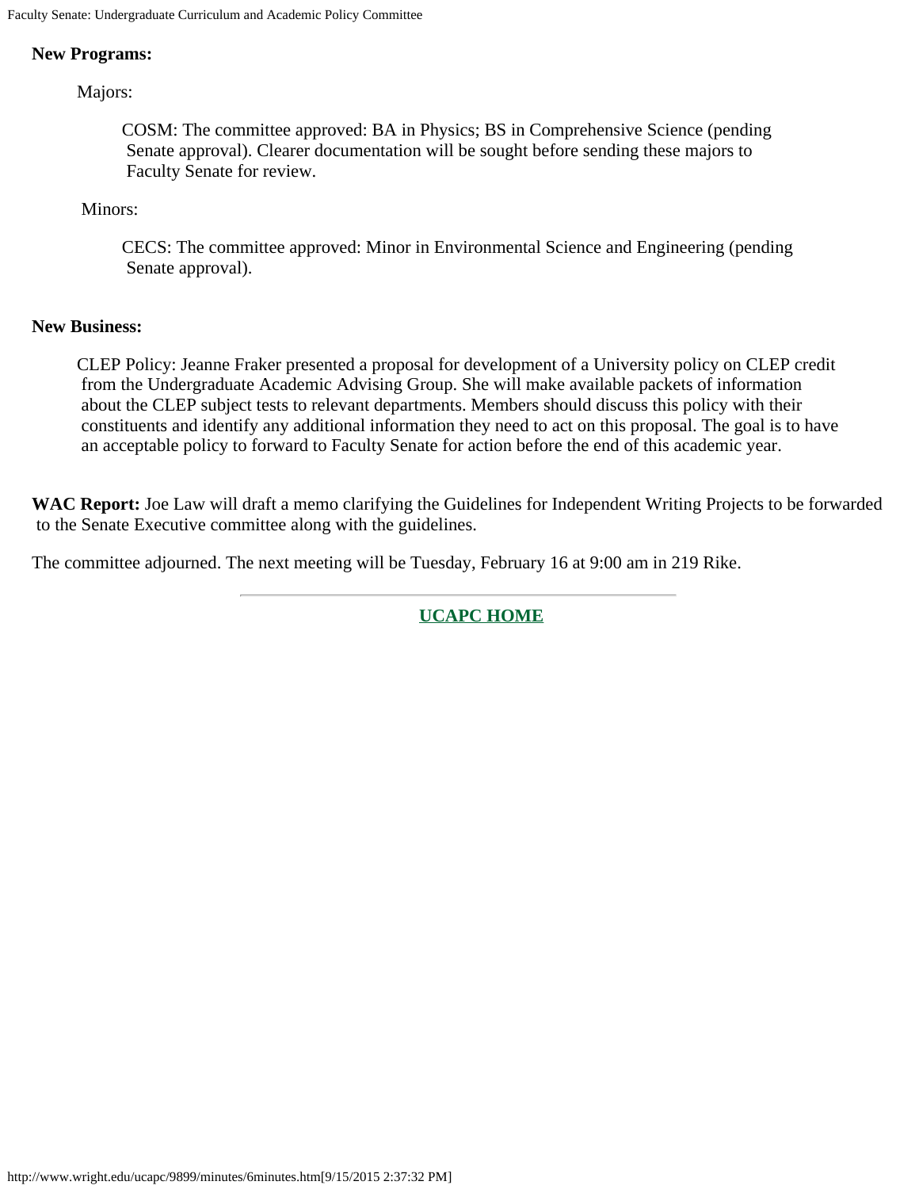**New Programs:**

Majors:

COSM: The committee approved: BA in Physics; BS in Comprehensive Science (pending Senate approval). Clearer documentation will be sought before sending these majors to Faculty Senate for review.

Minors:

CECS: The committee approved: Minor in Environmental Science and Engineering (pending Senate approval).

**New Business:**

CLEP Policy: Jeanne Fraker presented a proposal for development of a University policy on CLEP credit from the Undergraduate Academic Advising Group. She will make available packets of information about the CLEP subject tests to relevant departments. Members should discuss this policy with their constituents and identify any additional information they need to act on this proposal. The goal is to have an acceptable policy to forward to Faculty Senate for action before the end of this academic year.

**WAC Report:** Joe Law will draft a memo clarifying the Guidelines for Independent Writing Projects to be forwarded to the Senate Executive committee along with the guidelines.

The committee adjourned. The next meeting will be Tuesday, February 16 at 9:00 am in 219 Rike.

---

**UCAPC HOME**